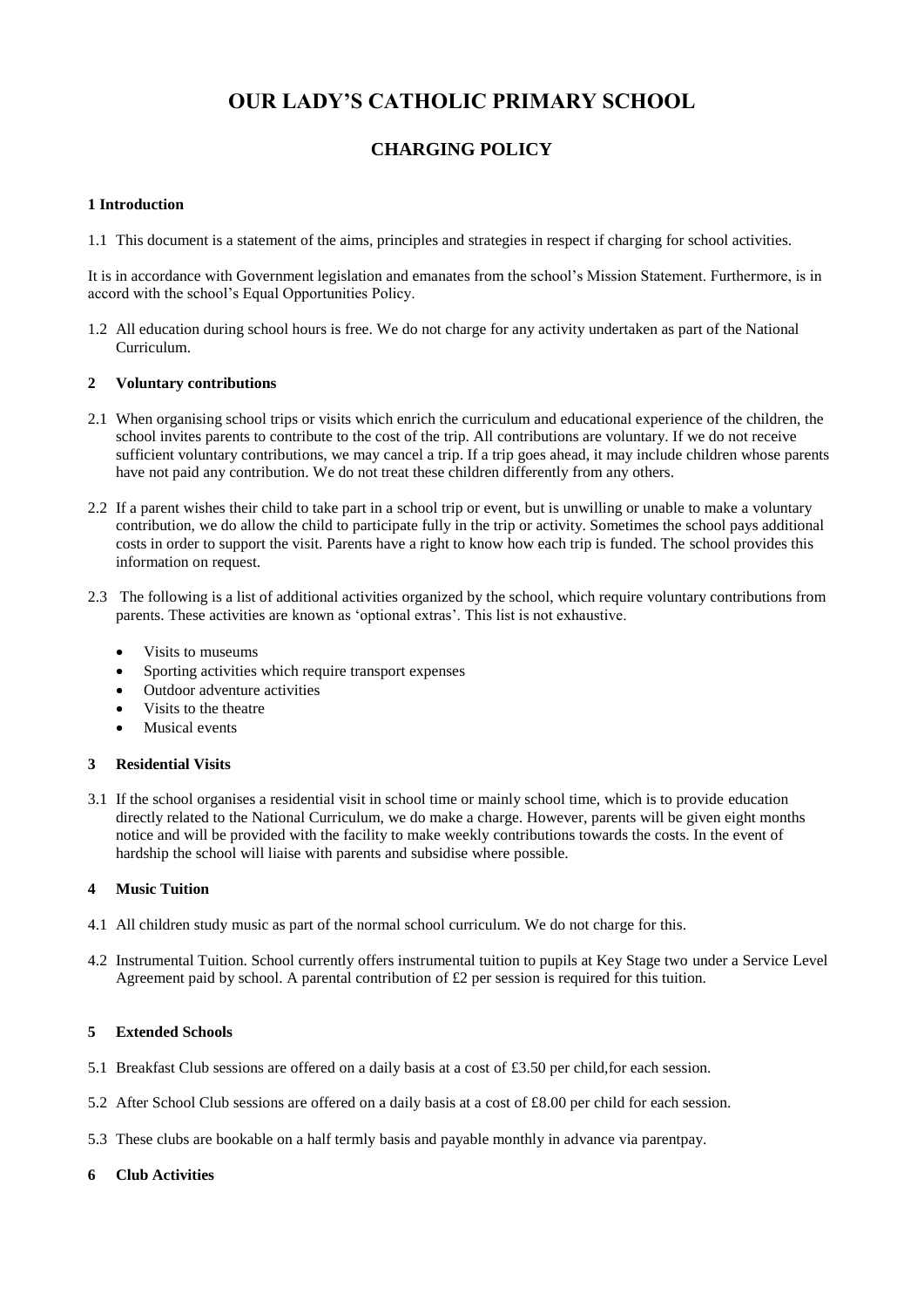# OUR LADY'S CATHOLIC PRIMARY SCHOOL

## CHARGING POLICY

### 1 Introduction

1.1 This document is a statement of the aims, principles and strategies in respect if charging for school activities.

It is in accordance with Government legislation and emanates from the school's Mission Statement. Furthermore, is in accord with the school's Equal Opportunities Policy.

1.2 All education during school hours is free. We do not charge for any activity undertaken as part of the National Curriculum.

### 2 Voluntary contributions

2.1 When organising school trips or visits which enrich the curriculum and educational experience of the children, the school invites parents to contribute to the cost of the trip. All contributions are voluntary. If we do not receive sufficient voluntary contributions, we may cancel a trip. If a trip goes ahead, it may include children whose parents have not paid any contribution. We do not treat these children differently from any others.

2.2 If a parent wishes their child to take part in a school trip or event, but is unwilling or unable to make a voluntary contribution, we do allow the child to participate fully in the trip or activity. Sometimes the school pays additional costs in order to support the visit. Parents have a right to know how each trip is funded. The school provides this information on request.

2.3 The following is a list of additional activities organized by the school, which require voluntary contributions from parents. These activities are known as 'optional extras'. This list is not exhaustive.

- Visits to museums
- Sporting activities which require transport expenses
- Outdoor adventure activities
- Visits to the theatre
- Musical events

### 3 Residential Visits

3.1 If the school organises a residential visit in school time or mainly school time, which is to provide education directly related to the National Curriculum, we do make a charge. However, parents will be given eight months notice and will be provided with the facility to make weekly contributions towards the costs. In the event of hardship the school will liaise with parents and subsidise where possible.

### 4 Music Tuition

4.1 All children study music as part of the normal school curriculum. We do not charge for this.

4.2 Instrumental Tuition. School currently offers instrumental tuition to pupils at Key Stage two under a Service Level Agreement paid by school. A parental contribution of £2 per session is required for this tuition.

### 5 Extended Schools

5.1 Breakfast Club sessions are offered on a daily basis at a cost of £3.50 per child,for each session.

5.2 After School Club sessions are offered on a daily basis at a cost of £8.00 per child for each session.

5.3 These clubs are bookable on a half termly basis and payable monthly in advance via parentpay.

### 6 Club Activities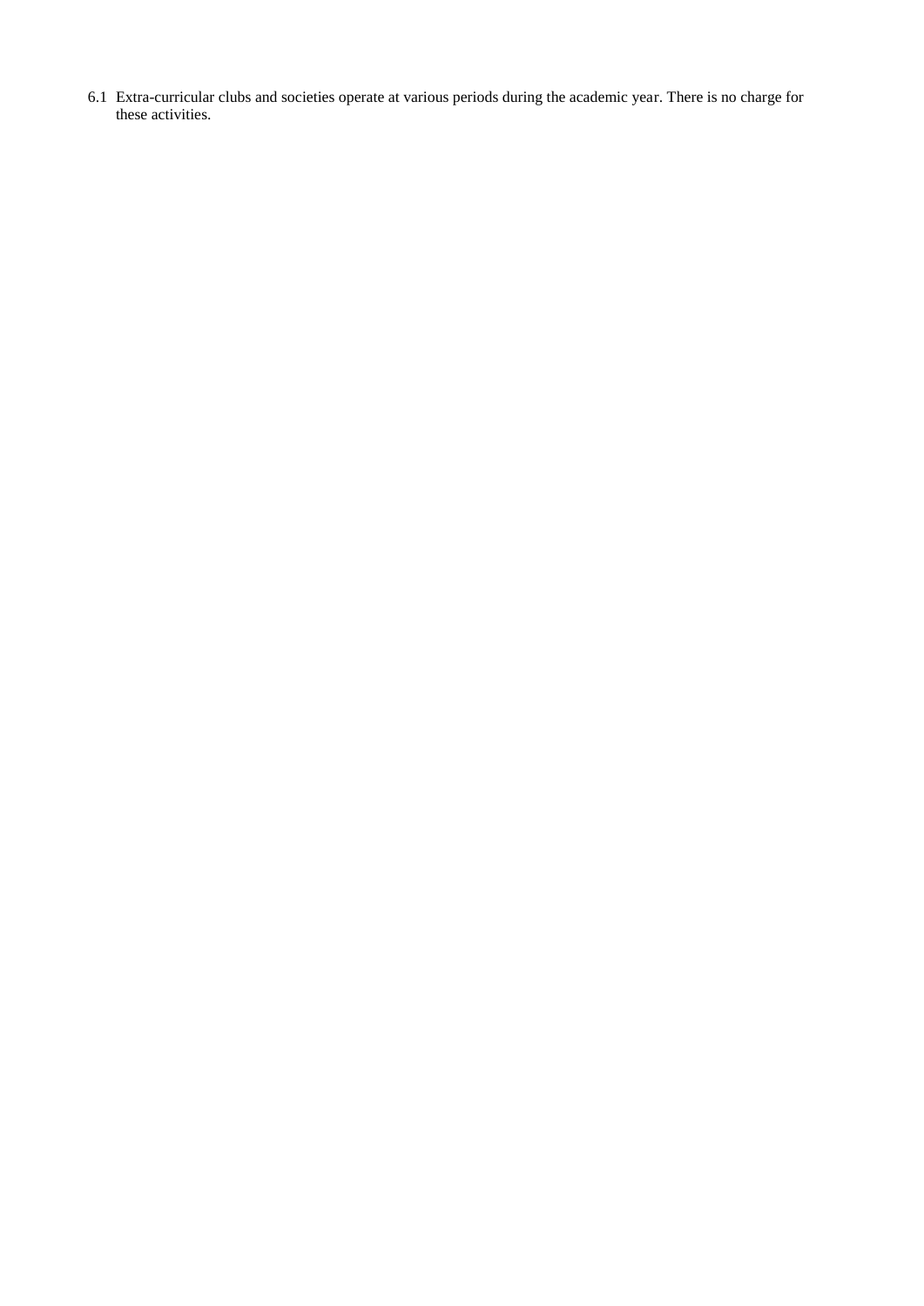6.1 Extra-curricular clubs and societies operate at various periods during the academic year. There is no charge for these activities.